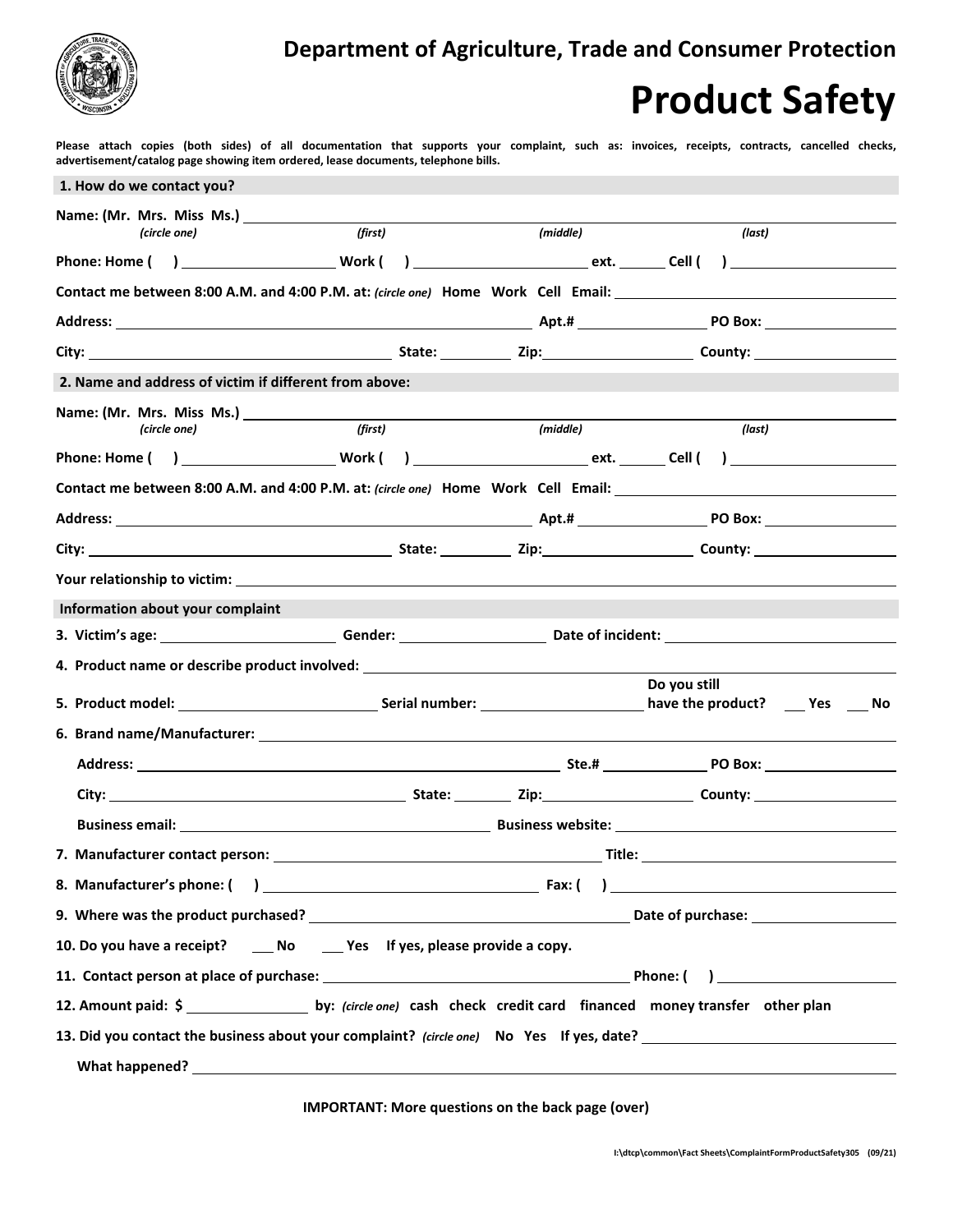**Department of Agriculture, Trade and Consumer Protection**

# Product Safety

**Please attach copies (both sides) of all documentation that supports your complaint, such as: invoices, receipts, contracts, cancelled checks, advertisement/catalog page showing item ordered, lease documents, telephone bills.**

## 1. How do we contact you?

**Name: (Mr. Mrs. Miss Ms.)** ______________________________________________
*(circle one)* *(first)* *(middle)* *(last)*

**Phone: Home ( )** ____________ **Work ( )** ____________ **ext.** ______ **Cell ( )** ____________

**Contact me between 8:00 A.M. and 4:00 P.M. at:** *(circle one)* **Home Work Cell Email:** ____________

**Address:** ____________________ **Apt.#** ________ **PO Box:** ________

**City:** ____________________ **State:** ______ **Zip:** ________ **County:** ________

## 2. Name and address of victim if different from above:

**Name: (Mr. Mrs. Miss Ms.)** ______________________________________________
*(circle one)* *(first)* *(middle)* *(last)*

**Phone: Home ( )** ____________ **Work ( )** ____________ **ext.** ______ **Cell ( )** ____________

**Contact me between 8:00 A.M. and 4:00 P.M. at:** *(circle one)* **Home Work Cell Email:** ____________

**Address:** ____________________ **Apt.#** ________ **PO Box:** ________

**City:** ____________________ **State:** ______ **Zip:** ________ **County:** ________

**Your relationship to victim:** ____________________

## Information about your complaint

**3. Victim's age:** ________ **Gender:** ________ **Date of incident:** ________

**4. Product name or describe product involved:** ____________________

**5. Product model:** ____________ **Serial number:** ____________ **Do you still have the product?** ___ **Yes** ___ **No**

**6. Brand name/Manufacturer:** ____________________

**Address:** ____________________ **Ste.#** ________ **PO Box:** ________

**City:** ____________________ **State:** ______ **Zip:** ________ **County:** ________

**Business email:** ____________________ **Business website:** ____________________

**7. Manufacturer contact person:** ____________________ **Title:** ____________

**8. Manufacturer's phone: ( )** ____________________ **Fax: ( )** ____________

**9. Where was the product purchased?** ____________________ **Date of purchase:** ____________

**10. Do you have a receipt?** ___ **No** ___ **Yes** **If yes, please provide a copy.**

**11. Contact person at place of purchase:** ____________________ **Phone: ( )** ____________

**12. Amount paid: $** ________ **by:** *(circle one)* **cash check credit card financed money transfer other plan**

**13. Did you contact the business about your complaint?** *(circle one)* **No Yes If yes, date?** ____________

**What happened?** ____________________

**IMPORTANT: More questions on the back page (over)**

I:\dtcp\common\Fact Sheets\ComplaintFormProductSafety305 (09/21)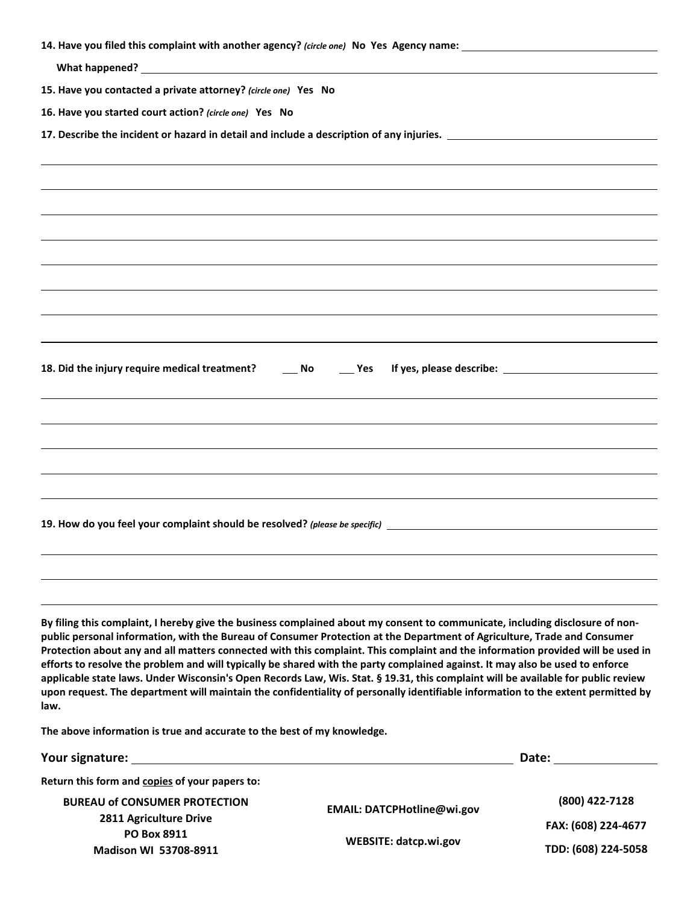**14. Have you filed this complaint with another agency?** ***(circle one)*** **No Yes Agency name:** ______________________________

**What happened?** ______________________________

**15. Have you contacted a private attorney?** ***(circle one)*** **Yes No**

**16. Have you started court action?** ***(circle one)*** **Yes No**

**17. Describe the incident or hazard in detail and include a description of any injuries.** ______________________________

______________________________

______________________________

______________________________

______________________________

______________________________

______________________________

______________________________

**18. Did the injury require medical treatment?** ___ **No** ___ **Yes** **If yes, please describe:** ______________________________

______________________________

______________________________

______________________________

______________________________

______________________________

**19. How do you feel your complaint should be resolved?** ***(please be specific)*** ______________________________

______________________________

______________________________

______________________________

**By filing this complaint, I hereby give the business complained about my consent to communicate, including disclosure of non-public personal information, with the Bureau of Consumer Protection at the Department of Agriculture, Trade and Consumer Protection about any and all matters connected with this complaint. This complaint and the information provided will be used in efforts to resolve the problem and will typically be shared with the party complained against. It may also be used to enforce applicable state laws. Under Wisconsin's Open Records Law, Wis. Stat. § 19.31, this complaint will be available for public review upon request. The department will maintain the confidentiality of personally identifiable information to the extent permitted by law.**

**The above information is true and accurate to the best of my knowledge.**

**Your signature:** ______________________________ **Date:** ______________

**Return this form and copies of your papers to:**

**BUREAU of CONSUMER PROTECTION**
**2811 Agriculture Drive**
**PO Box 8911**
**Madison WI 53708-8911**

**EMAIL: DATCPHotline@wi.gov**

**WEBSITE: datcp.wi.gov**

**(800) 422-7128**

**FAX: (608) 224-4677**

**TDD: (608) 224-5058**